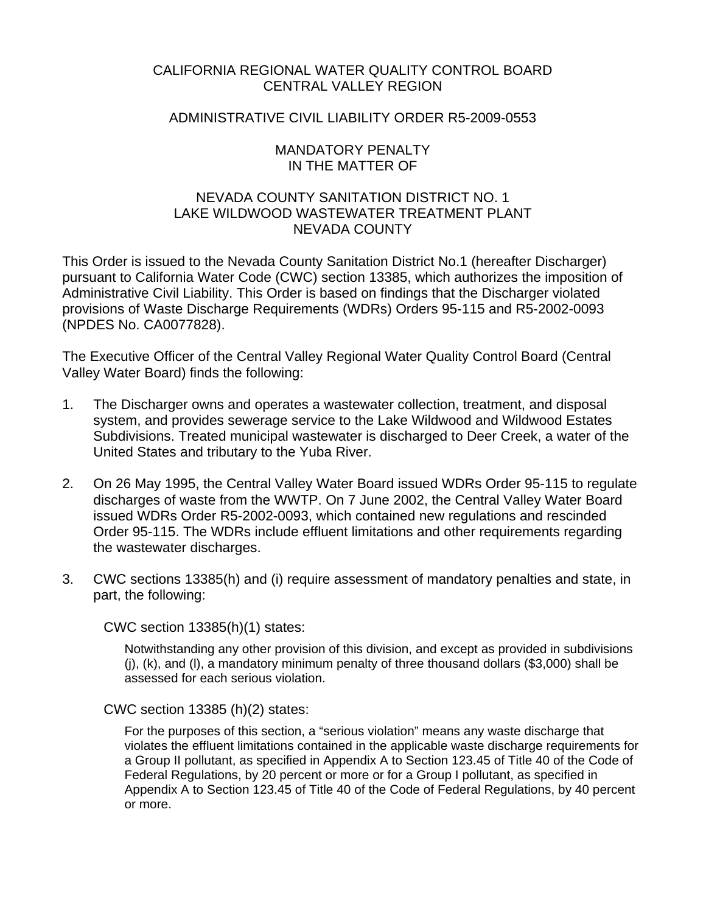# CALIFORNIA REGIONAL WATER QUALITY CONTROL BOARD
# CENTRAL VALLEY REGION

## ADMINISTRATIVE CIVIL LIABILITY ORDER R5-2009-0553

## MANDATORY PENALTY
## IN THE MATTER OF

## NEVADA COUNTY SANITATION DISTRICT NO. 1
## LAKE WILDWOOD WASTEWATER TREATMENT PLANT
## NEVADA COUNTY

This Order is issued to the Nevada County Sanitation District No.1 (hereafter Discharger) pursuant to California Water Code (CWC) section 13385, which authorizes the imposition of Administrative Civil Liability. This Order is based on findings that the Discharger violated provisions of Waste Discharge Requirements (WDRs) Orders 95-115 and R5-2002-0093 (NPDES No. CA0077828).

The Executive Officer of the Central Valley Regional Water Quality Control Board (Central Valley Water Board) finds the following:

1. The Discharger owns and operates a wastewater collection, treatment, and disposal system, and provides sewerage service to the Lake Wildwood and Wildwood Estates Subdivisions. Treated municipal wastewater is discharged to Deer Creek, a water of the United States and tributary to the Yuba River.

2. On 26 May 1995, the Central Valley Water Board issued WDRs Order 95-115 to regulate discharges of waste from the WWTP. On 7 June 2002, the Central Valley Water Board issued WDRs Order R5-2002-0093, which contained new regulations and rescinded Order 95-115. The WDRs include effluent limitations and other requirements regarding the wastewater discharges.

3. CWC sections 13385(h) and (i) require assessment of mandatory penalties and state, in part, the following:

   CWC section 13385(h)(1) states:

   > Notwithstanding any other provision of this division, and except as provided in subdivisions (j), (k), and (l), a mandatory minimum penalty of three thousand dollars ($3,000) shall be assessed for each serious violation.

   CWC section 13385 (h)(2) states:

   > For the purposes of this section, a "serious violation" means any waste discharge that violates the effluent limitations contained in the applicable waste discharge requirements for a Group II pollutant, as specified in Appendix A to Section 123.45 of Title 40 of the Code of Federal Regulations, by 20 percent or more or for a Group I pollutant, as specified in Appendix A to Section 123.45 of Title 40 of the Code of Federal Regulations, by 40 percent or more.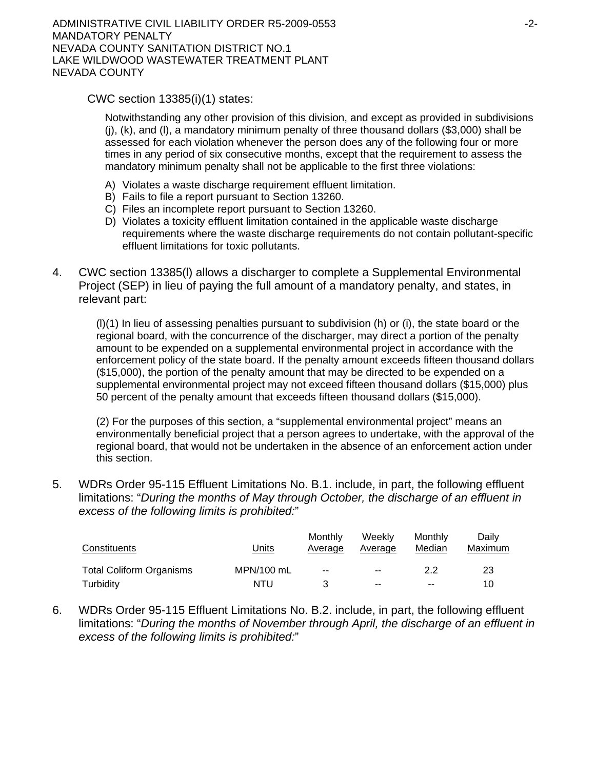CWC section 13385(i)(1) states:

> Notwithstanding any other provision of this division, and except as provided in subdivisions (j), (k), and (l), a mandatory minimum penalty of three thousand dollars ($3,000) shall be assessed for each violation whenever the person does any of the following four or more times in any period of six consecutive months, except that the requirement to assess the mandatory minimum penalty shall not be applicable to the first three violations:
>
> A) Violates a waste discharge requirement effluent limitation.
> B) Fails to file a report pursuant to Section 13260.
> C) Files an incomplete report pursuant to Section 13260.
> D) Violates a toxicity effluent limitation contained in the applicable waste discharge requirements where the waste discharge requirements do not contain pollutant-specific effluent limitations for toxic pollutants.

4. CWC section 13385(l) allows a discharger to complete a Supplemental Environmental Project (SEP) in lieu of paying the full amount of a mandatory penalty, and states, in relevant part:

   > (l)(1) In lieu of assessing penalties pursuant to subdivision (h) or (i), the state board or the regional board, with the concurrence of the discharger, may direct a portion of the penalty amount to be expended on a supplemental environmental project in accordance with the enforcement policy of the state board. If the penalty amount exceeds fifteen thousand dollars ($15,000), the portion of the penalty amount that may be directed to be expended on a supplemental environmental project may not exceed fifteen thousand dollars ($15,000) plus 50 percent of the penalty amount that exceeds fifteen thousand dollars ($15,000).
   >
   > (2) For the purposes of this section, a "supplemental environmental project" means an environmentally beneficial project that a person agrees to undertake, with the approval of the regional board, that would not be undertaken in the absence of an enforcement action under this section.

5. WDRs Order 95-115 Effluent Limitations No. B.1. include, in part, the following effluent limitations: "*During the months of May through October, the discharge of an effluent in excess of the following limits is prohibited:*"

| Constituents | Units | Monthly Average | Weekly Average | Monthly Median | Daily Maximum |
|---|---|---|---|---|---|
| Total Coliform Organisms | MPN/100 mL | -- | -- | 2.2 | 23 |
| Turbidity | NTU | 3 | -- | -- | 10 |

6. WDRs Order 95-115 Effluent Limitations No. B.2. include, in part, the following effluent limitations: "*During the months of November through April, the discharge of an effluent in excess of the following limits is prohibited:*"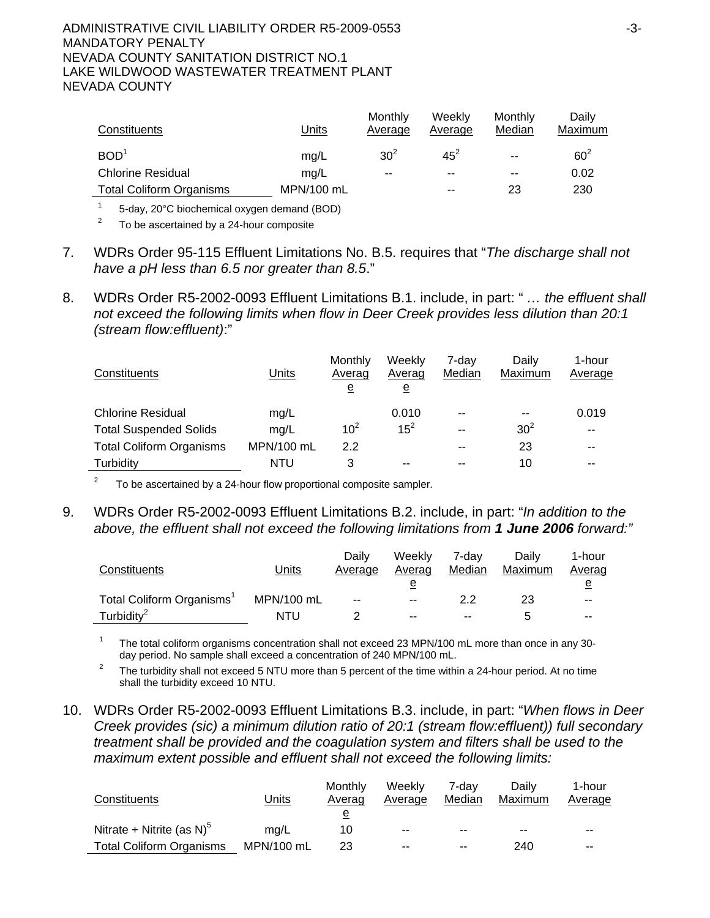| Constituents | Units | Monthly Average | Weekly Average | Monthly Median | Daily Maximum |
|---|---|---|---|---|---|
| BOD[1] | mg/L | 30[2] | 45[2] | -- | 60[2] |
| Chlorine Residual | mg/L | -- | -- | -- | 0.02 |
| Total Coliform Organisms | MPN/100 mL | | -- | 23 | 230 |

[1] 5-day, 20°C biochemical oxygen demand (BOD)

[2] To be ascertained by a 24-hour composite

7. WDRs Order 95-115 Effluent Limitations No. B.5. requires that "*The discharge shall not have a pH less than 6.5 nor greater than 8.5*."

8. WDRs Order R5-2002-0093 Effluent Limitations B.1. include, in part: "*… the effluent shall not exceed the following limits when flow in Deer Creek provides less dilution than 20:1 (stream flow:effluent)*:"

| Constituents | Units | Monthly Average | Weekly Average | 7-day Median | Daily Maximum | 1-hour Average |
|---|---|---|---|---|---|---|
| Chlorine Residual | mg/L | | 0.010 | -- | -- | 0.019 |
| Total Suspended Solids | mg/L | 10[2] | 15[2] | -- | 30[2] | -- |
| Total Coliform Organisms | MPN/100 mL | 2.2 | | -- | 23 | -- |
| Turbidity | NTU | 3 | -- | -- | 10 | -- |

[2] To be ascertained by a 24-hour flow proportional composite sampler.

9. WDRs Order R5-2002-0093 Effluent Limitations B.2. include, in part: "*In addition to the above, the effluent shall not exceed the following limitations from* ***1 June 2006*** *forward:*"

| Constituents | Units | Daily Average | Weekly Average | 7-day Median | Daily Maximum | 1-hour Average |
|---|---|---|---|---|---|---|
| Total Coliform Organisms[1] | MPN/100 mL | -- | -- | 2.2 | 23 | -- |
| Turbidity[2] | NTU | 2 | -- | -- | 5 | -- |

[1] The total coliform organisms concentration shall not exceed 23 MPN/100 mL more than once in any 30-day period. No sample shall exceed a concentration of 240 MPN/100 mL.

[2] The turbidity shall not exceed 5 NTU more than 5 percent of the time within a 24-hour period. At no time shall the turbidity exceed 10 NTU.

10. WDRs Order R5-2002-0093 Effluent Limitations B.3. include, in part: "*When flows in Deer Creek provides (sic) a minimum dilution ratio of 20:1 (stream flow:effluent)) full secondary treatment shall be provided and the coagulation system and filters shall be used to the maximum extent possible and effluent shall not exceed the following limits:*

| Constituents | Units | Monthly Average | Weekly Average | 7-day Median | Daily Maximum | 1-hour Average |
|---|---|---|---|---|---|---|
| Nitrate + Nitrite (as N)[5] | mg/L | 10 | -- | -- | -- | -- |
| Total Coliform Organisms | MPN/100 mL | 23 | -- | -- | 240 | -- |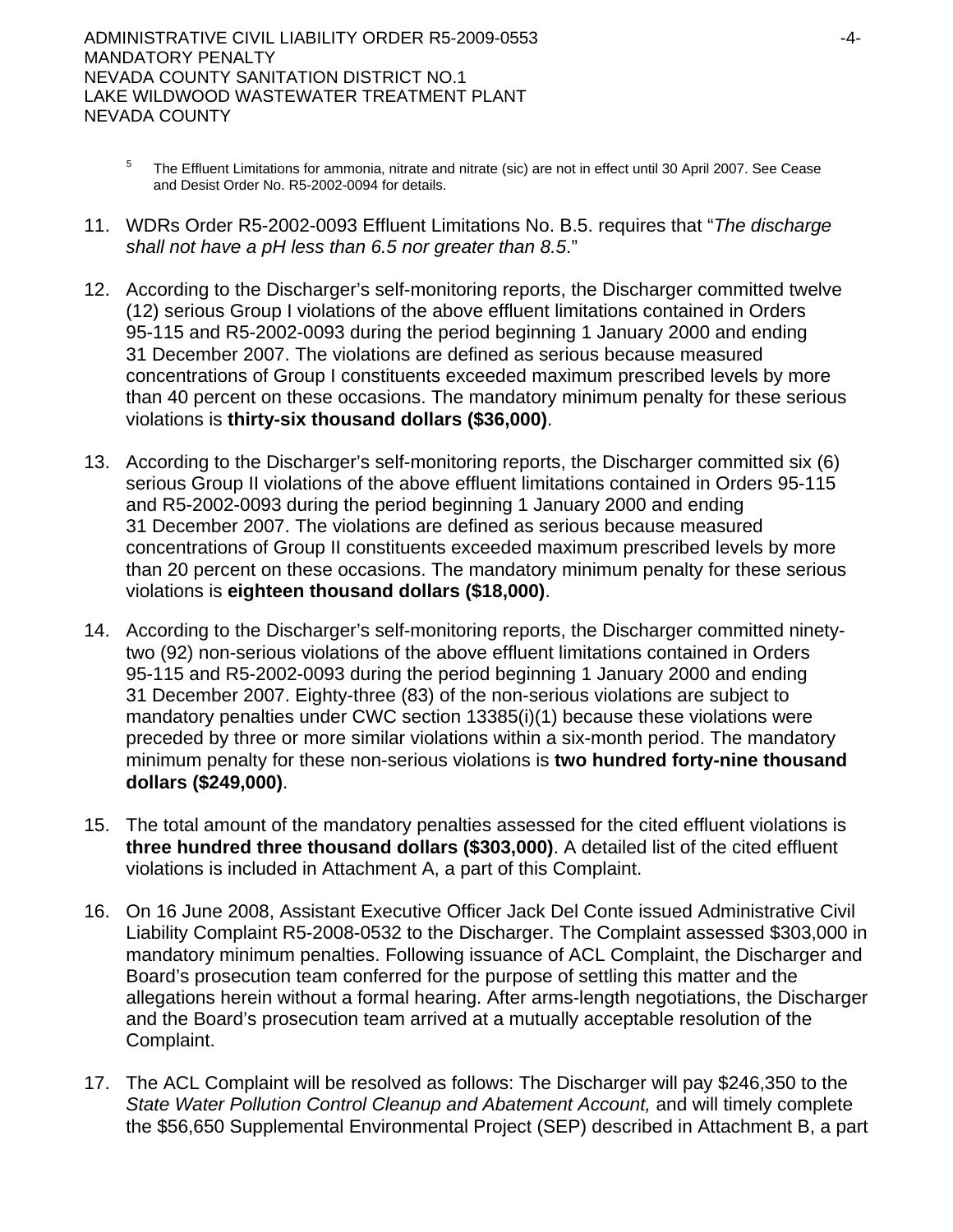[5] The Effluent Limitations for ammonia, nitrate and nitrate (sic) are not in effect until 30 April 2007. See Cease and Desist Order No. R5-2002-0094 for details.

11. WDRs Order R5-2002-0093 Effluent Limitations No. B.5. requires that "*The discharge shall not have a pH less than 6.5 nor greater than 8.5*."

12. According to the Discharger's self-monitoring reports, the Discharger committed twelve (12) serious Group I violations of the above effluent limitations contained in Orders 95-115 and R5-2002-0093 during the period beginning 1 January 2000 and ending 31 December 2007. The violations are defined as serious because measured concentrations of Group I constituents exceeded maximum prescribed levels by more than 40 percent on these occasions. The mandatory minimum penalty for these serious violations is **thirty-six thousand dollars ($36,000)**.

13. According to the Discharger's self-monitoring reports, the Discharger committed six (6) serious Group II violations of the above effluent limitations contained in Orders 95-115 and R5-2002-0093 during the period beginning 1 January 2000 and ending 31 December 2007. The violations are defined as serious because measured concentrations of Group II constituents exceeded maximum prescribed levels by more than 20 percent on these occasions. The mandatory minimum penalty for these serious violations is **eighteen thousand dollars ($18,000)**.

14. According to the Discharger's self-monitoring reports, the Discharger committed ninety-two (92) non-serious violations of the above effluent limitations contained in Orders 95-115 and R5-2002-0093 during the period beginning 1 January 2000 and ending 31 December 2007. Eighty-three (83) of the non-serious violations are subject to mandatory penalties under CWC section 13385(i)(1) because these violations were preceded by three or more similar violations within a six-month period. The mandatory minimum penalty for these non-serious violations is **two hundred forty-nine thousand dollars ($249,000)**.

15. The total amount of the mandatory penalties assessed for the cited effluent violations is **three hundred three thousand dollars ($303,000)**. A detailed list of the cited effluent violations is included in Attachment A, a part of this Complaint.

16. On 16 June 2008, Assistant Executive Officer Jack Del Conte issued Administrative Civil Liability Complaint R5-2008-0532 to the Discharger. The Complaint assessed $303,000 in mandatory minimum penalties. Following issuance of ACL Complaint, the Discharger and Board's prosecution team conferred for the purpose of settling this matter and the allegations herein without a formal hearing. After arms-length negotiations, the Discharger and the Board's prosecution team arrived at a mutually acceptable resolution of the Complaint.

17. The ACL Complaint will be resolved as follows: The Discharger will pay $246,350 to the *State Water Pollution Control Cleanup and Abatement Account,* and will timely complete the $56,650 Supplemental Environmental Project (SEP) described in Attachment B, a part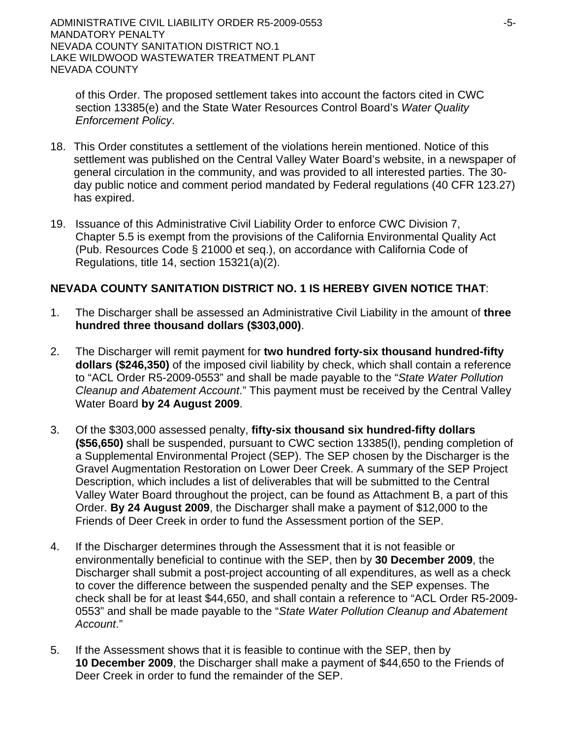of this Order. The proposed settlement takes into account the factors cited in CWC section 13385(e) and the State Water Resources Control Board's *Water Quality Enforcement Policy*.

18. This Order constitutes a settlement of the violations herein mentioned. Notice of this settlement was published on the Central Valley Water Board's website, in a newspaper of general circulation in the community, and was provided to all interested parties. The 30-day public notice and comment period mandated by Federal regulations (40 CFR 123.27) has expired.

19. Issuance of this Administrative Civil Liability Order to enforce CWC Division 7, Chapter 5.5 is exempt from the provisions of the California Environmental Quality Act (Pub. Resources Code § 21000 et seq.), on accordance with California Code of Regulations, title 14, section 15321(a)(2).

**NEVADA COUNTY SANITATION DISTRICT NO. 1 IS HEREBY GIVEN NOTICE THAT**:

1. The Discharger shall be assessed an Administrative Civil Liability in the amount of **three hundred three thousand dollars ($303,000)**.

2. The Discharger will remit payment for **two hundred forty-six thousand hundred-fifty dollars ($246,350)** of the imposed civil liability by check, which shall contain a reference to "ACL Order R5-2009-0553" and shall be made payable to the "*State Water Pollution Cleanup and Abatement Account*." This payment must be received by the Central Valley Water Board **by 24 August 2009**.

3. Of the $303,000 assessed penalty, **fifty-six thousand six hundred-fifty dollars ($56,650)** shall be suspended, pursuant to CWC section 13385(l), pending completion of a Supplemental Environmental Project (SEP). The SEP chosen by the Discharger is the Gravel Augmentation Restoration on Lower Deer Creek. A summary of the SEP Project Description, which includes a list of deliverables that will be submitted to the Central Valley Water Board throughout the project, can be found as Attachment B, a part of this Order. **By 24 August 2009**, the Discharger shall make a payment of $12,000 to the Friends of Deer Creek in order to fund the Assessment portion of the SEP.

4. If the Discharger determines through the Assessment that it is not feasible or environmentally beneficial to continue with the SEP, then by **30 December 2009**, the Discharger shall submit a post-project accounting of all expenditures, as well as a check to cover the difference between the suspended penalty and the SEP expenses. The check shall be for at least $44,650, and shall contain a reference to "ACL Order R5-2009-0553" and shall be made payable to the "*State Water Pollution Cleanup and Abatement Account*."

5. If the Assessment shows that it is feasible to continue with the SEP, then by **10 December 2009**, the Discharger shall make a payment of $44,650 to the Friends of Deer Creek in order to fund the remainder of the SEP.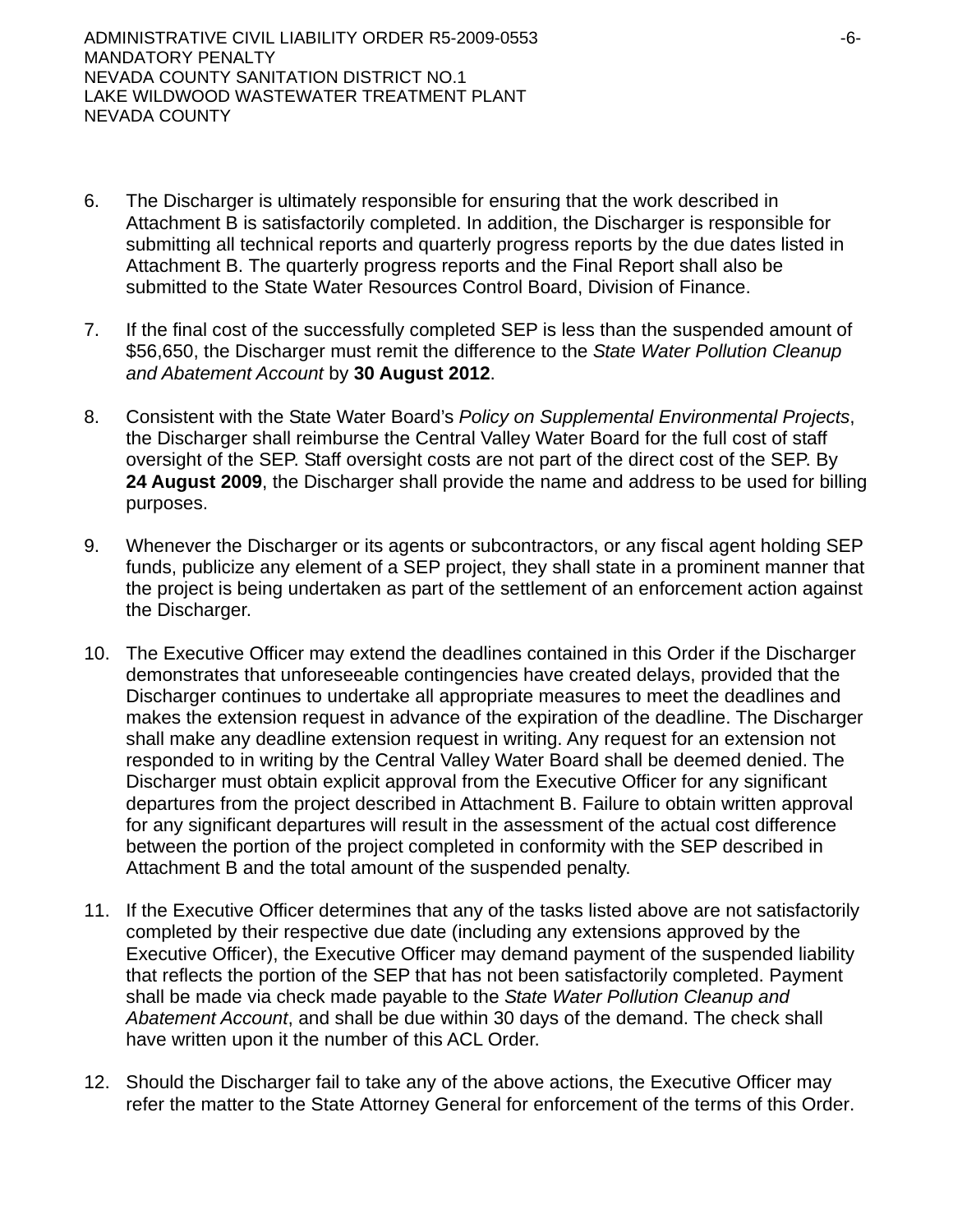6. The Discharger is ultimately responsible for ensuring that the work described in Attachment B is satisfactorily completed. In addition, the Discharger is responsible for submitting all technical reports and quarterly progress reports by the due dates listed in Attachment B. The quarterly progress reports and the Final Report shall also be submitted to the State Water Resources Control Board, Division of Finance.

7. If the final cost of the successfully completed SEP is less than the suspended amount of $56,650, the Discharger must remit the difference to the *State Water Pollution Cleanup and Abatement Account* by **30 August 2012**.

8. Consistent with the State Water Board's *Policy on Supplemental Environmental Projects*, the Discharger shall reimburse the Central Valley Water Board for the full cost of staff oversight of the SEP. Staff oversight costs are not part of the direct cost of the SEP. By **24 August 2009**, the Discharger shall provide the name and address to be used for billing purposes.

9. Whenever the Discharger or its agents or subcontractors, or any fiscal agent holding SEP funds, publicize any element of a SEP project, they shall state in a prominent manner that the project is being undertaken as part of the settlement of an enforcement action against the Discharger.

10. The Executive Officer may extend the deadlines contained in this Order if the Discharger demonstrates that unforeseeable contingencies have created delays, provided that the Discharger continues to undertake all appropriate measures to meet the deadlines and makes the extension request in advance of the expiration of the deadline. The Discharger shall make any deadline extension request in writing. Any request for an extension not responded to in writing by the Central Valley Water Board shall be deemed denied. The Discharger must obtain explicit approval from the Executive Officer for any significant departures from the project described in Attachment B. Failure to obtain written approval for any significant departures will result in the assessment of the actual cost difference between the portion of the project completed in conformity with the SEP described in Attachment B and the total amount of the suspended penalty.

11. If the Executive Officer determines that any of the tasks listed above are not satisfactorily completed by their respective due date (including any extensions approved by the Executive Officer), the Executive Officer may demand payment of the suspended liability that reflects the portion of the SEP that has not been satisfactorily completed. Payment shall be made via check made payable to the *State Water Pollution Cleanup and Abatement Account*, and shall be due within 30 days of the demand. The check shall have written upon it the number of this ACL Order.

12. Should the Discharger fail to take any of the above actions, the Executive Officer may refer the matter to the State Attorney General for enforcement of the terms of this Order.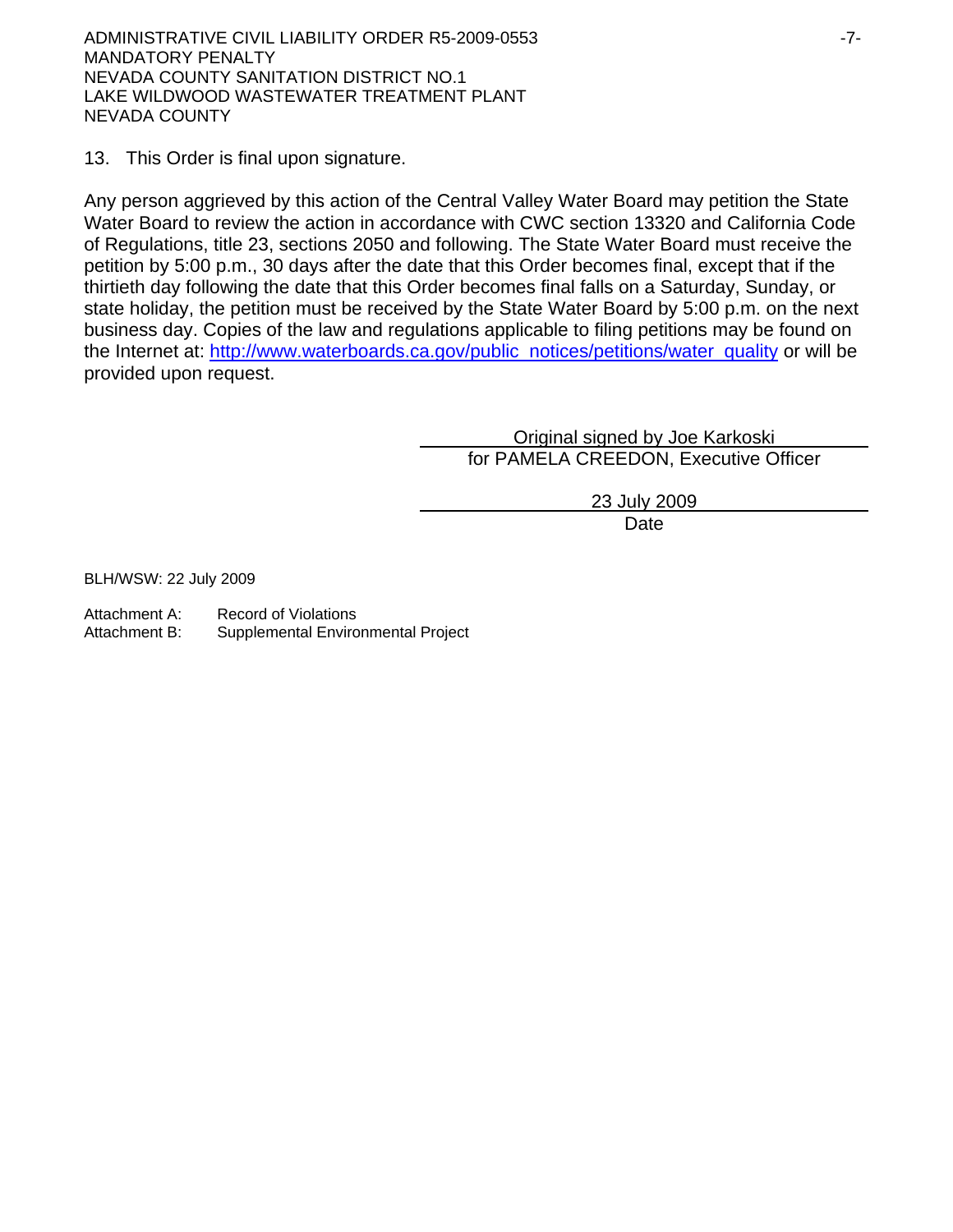13. This Order is final upon signature.

Any person aggrieved by this action of the Central Valley Water Board may petition the State Water Board to review the action in accordance with CWC section 13320 and California Code of Regulations, title 23, sections 2050 and following. The State Water Board must receive the petition by 5:00 p.m., 30 days after the date that this Order becomes final, except that if the thirtieth day following the date that this Order becomes final falls on a Saturday, Sunday, or state holiday, the petition must be received by the State Water Board by 5:00 p.m. on the next business day. Copies of the law and regulations applicable to filing petitions may be found on the Internet at: http://www.waterboards.ca.gov/public_notices/petitions/water_quality or will be provided upon request.

Original signed by Joe Karkoski
for PAMELA CREEDON, Executive Officer

23 July 2009
Date

BLH/WSW: 22 July 2009

Attachment A: Record of Violations
Attachment B: Supplemental Environmental Project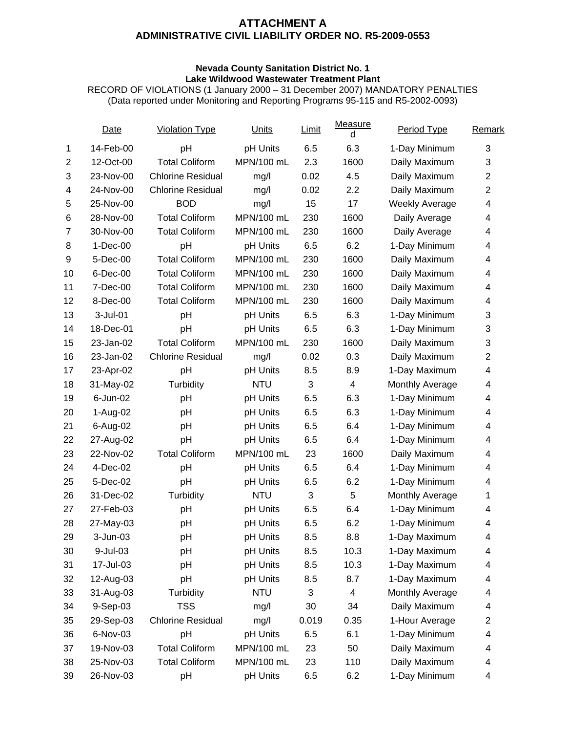# ATTACHMENT A
## ADMINISTRATIVE CIVIL LIABILITY ORDER NO. R5-2009-0553

**Nevada County Sanitation District No. 1**
**Lake Wildwood Wastewater Treatment Plant**
RECORD OF VIOLATIONS (1 January 2000 – 31 December 2007) MANDATORY PENALTIES
(Data reported under Monitoring and Reporting Programs 95-115 and R5-2002-0093)

| | Date | Violation Type | Units | Limit | Measured | Period Type | Remark |
|---|---|---|---|---|---|---|---|
| 1 | 14-Feb-00 | pH | pH Units | 6.5 | 6.3 | 1-Day Minimum | 3 |
| 2 | 12-Oct-00 | Total Coliform | MPN/100 mL | 2.3 | 1600 | Daily Maximum | 3 |
| 3 | 23-Nov-00 | Chlorine Residual | mg/l | 0.02 | 4.5 | Daily Maximum | 2 |
| 4 | 24-Nov-00 | Chlorine Residual | mg/l | 0.02 | 2.2 | Daily Maximum | 2 |
| 5 | 25-Nov-00 | BOD | mg/l | 15 | 17 | Weekly Average | 4 |
| 6 | 28-Nov-00 | Total Coliform | MPN/100 mL | 230 | 1600 | Daily Average | 4 |
| 7 | 30-Nov-00 | Total Coliform | MPN/100 mL | 230 | 1600 | Daily Average | 4 |
| 8 | 1-Dec-00 | pH | pH Units | 6.5 | 6.2 | 1-Day Minimum | 4 |
| 9 | 5-Dec-00 | Total Coliform | MPN/100 mL | 230 | 1600 | Daily Maximum | 4 |
| 10 | 6-Dec-00 | Total Coliform | MPN/100 mL | 230 | 1600 | Daily Maximum | 4 |
| 11 | 7-Dec-00 | Total Coliform | MPN/100 mL | 230 | 1600 | Daily Maximum | 4 |
| 12 | 8-Dec-00 | Total Coliform | MPN/100 mL | 230 | 1600 | Daily Maximum | 4 |
| 13 | 3-Jul-01 | pH | pH Units | 6.5 | 6.3 | 1-Day Minimum | 3 |
| 14 | 18-Dec-01 | pH | pH Units | 6.5 | 6.3 | 1-Day Minimum | 3 |
| 15 | 23-Jan-02 | Total Coliform | MPN/100 mL | 230 | 1600 | Daily Maximum | 3 |
| 16 | 23-Jan-02 | Chlorine Residual | mg/l | 0.02 | 0.3 | Daily Maximum | 2 |
| 17 | 23-Apr-02 | pH | pH Units | 8.5 | 8.9 | 1-Day Maximum | 4 |
| 18 | 31-May-02 | Turbidity | NTU | 3 | 4 | Monthly Average | 4 |
| 19 | 6-Jun-02 | pH | pH Units | 6.5 | 6.3 | 1-Day Minimum | 4 |
| 20 | 1-Aug-02 | pH | pH Units | 6.5 | 6.3 | 1-Day Minimum | 4 |
| 21 | 6-Aug-02 | pH | pH Units | 6.5 | 6.4 | 1-Day Minimum | 4 |
| 22 | 27-Aug-02 | pH | pH Units | 6.5 | 6.4 | 1-Day Minimum | 4 |
| 23 | 22-Nov-02 | Total Coliform | MPN/100 mL | 23 | 1600 | Daily Maximum | 4 |
| 24 | 4-Dec-02 | pH | pH Units | 6.5 | 6.4 | 1-Day Minimum | 4 |
| 25 | 5-Dec-02 | pH | pH Units | 6.5 | 6.2 | 1-Day Minimum | 4 |
| 26 | 31-Dec-02 | Turbidity | NTU | 3 | 5 | Monthly Average | 1 |
| 27 | 27-Feb-03 | pH | pH Units | 6.5 | 6.4 | 1-Day Minimum | 4 |
| 28 | 27-May-03 | pH | pH Units | 6.5 | 6.2 | 1-Day Minimum | 4 |
| 29 | 3-Jun-03 | pH | pH Units | 8.5 | 8.8 | 1-Day Maximum | 4 |
| 30 | 9-Jul-03 | pH | pH Units | 8.5 | 10.3 | 1-Day Maximum | 4 |
| 31 | 17-Jul-03 | pH | pH Units | 8.5 | 10.3 | 1-Day Maximum | 4 |
| 32 | 12-Aug-03 | pH | pH Units | 8.5 | 8.7 | 1-Day Maximum | 4 |
| 33 | 31-Aug-03 | Turbidity | NTU | 3 | 4 | Monthly Average | 4 |
| 34 | 9-Sep-03 | TSS | mg/l | 30 | 34 | Daily Maximum | 4 |
| 35 | 29-Sep-03 | Chlorine Residual | mg/l | 0.019 | 0.35 | 1-Hour Average | 2 |
| 36 | 6-Nov-03 | pH | pH Units | 6.5 | 6.1 | 1-Day Minimum | 4 |
| 37 | 19-Nov-03 | Total Coliform | MPN/100 mL | 23 | 50 | Daily Maximum | 4 |
| 38 | 25-Nov-03 | Total Coliform | MPN/100 mL | 23 | 110 | Daily Maximum | 4 |
| 39 | 26-Nov-03 | pH | pH Units | 6.5 | 6.2 | 1-Day Minimum | 4 |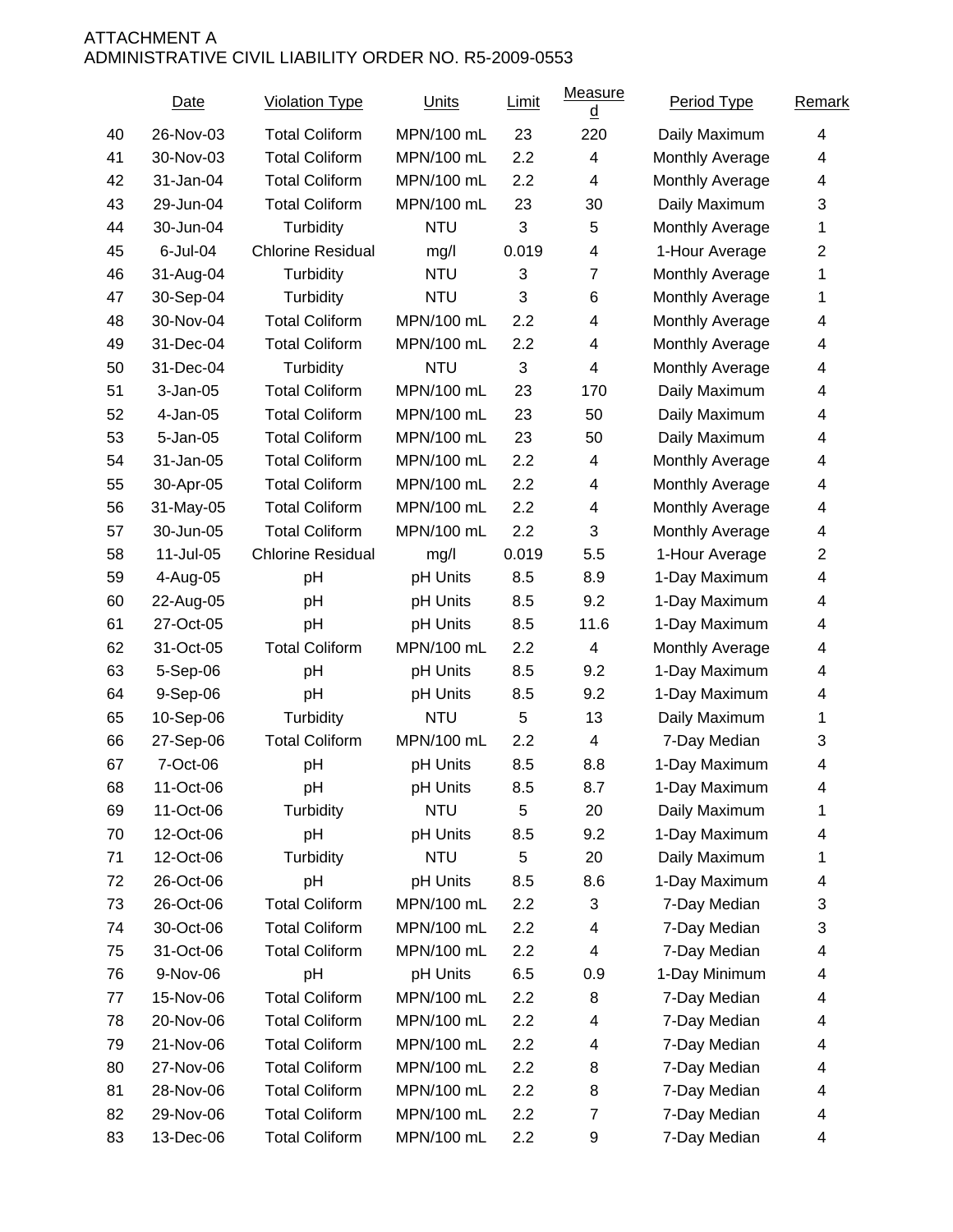ATTACHMENT A
ADMINISTRATIVE CIVIL LIABILITY ORDER NO. R5-2009-0553

| | Date | Violation Type | Units | Limit | Measured | Period Type | Remark |
|---|---|---|---|---|---|---|---|
| 40 | 26-Nov-03 | Total Coliform | MPN/100 mL | 23 | 220 | Daily Maximum | 4 |
| 41 | 30-Nov-03 | Total Coliform | MPN/100 mL | 2.2 | 4 | Monthly Average | 4 |
| 42 | 31-Jan-04 | Total Coliform | MPN/100 mL | 2.2 | 4 | Monthly Average | 4 |
| 43 | 29-Jun-04 | Total Coliform | MPN/100 mL | 23 | 30 | Daily Maximum | 3 |
| 44 | 30-Jun-04 | Turbidity | NTU | 3 | 5 | Monthly Average | 1 |
| 45 | 6-Jul-04 | Chlorine Residual | mg/l | 0.019 | 4 | 1-Hour Average | 2 |
| 46 | 31-Aug-04 | Turbidity | NTU | 3 | 7 | Monthly Average | 1 |
| 47 | 30-Sep-04 | Turbidity | NTU | 3 | 6 | Monthly Average | 1 |
| 48 | 30-Nov-04 | Total Coliform | MPN/100 mL | 2.2 | 4 | Monthly Average | 4 |
| 49 | 31-Dec-04 | Total Coliform | MPN/100 mL | 2.2 | 4 | Monthly Average | 4 |
| 50 | 31-Dec-04 | Turbidity | NTU | 3 | 4 | Monthly Average | 4 |
| 51 | 3-Jan-05 | Total Coliform | MPN/100 mL | 23 | 170 | Daily Maximum | 4 |
| 52 | 4-Jan-05 | Total Coliform | MPN/100 mL | 23 | 50 | Daily Maximum | 4 |
| 53 | 5-Jan-05 | Total Coliform | MPN/100 mL | 23 | 50 | Daily Maximum | 4 |
| 54 | 31-Jan-05 | Total Coliform | MPN/100 mL | 2.2 | 4 | Monthly Average | 4 |
| 55 | 30-Apr-05 | Total Coliform | MPN/100 mL | 2.2 | 4 | Monthly Average | 4 |
| 56 | 31-May-05 | Total Coliform | MPN/100 mL | 2.2 | 4 | Monthly Average | 4 |
| 57 | 30-Jun-05 | Total Coliform | MPN/100 mL | 2.2 | 3 | Monthly Average | 4 |
| 58 | 11-Jul-05 | Chlorine Residual | mg/l | 0.019 | 5.5 | 1-Hour Average | 2 |
| 59 | 4-Aug-05 | pH | pH Units | 8.5 | 8.9 | 1-Day Maximum | 4 |
| 60 | 22-Aug-05 | pH | pH Units | 8.5 | 9.2 | 1-Day Maximum | 4 |
| 61 | 27-Oct-05 | pH | pH Units | 8.5 | 11.6 | 1-Day Maximum | 4 |
| 62 | 31-Oct-05 | Total Coliform | MPN/100 mL | 2.2 | 4 | Monthly Average | 4 |
| 63 | 5-Sep-06 | pH | pH Units | 8.5 | 9.2 | 1-Day Maximum | 4 |
| 64 | 9-Sep-06 | pH | pH Units | 8.5 | 9.2 | 1-Day Maximum | 4 |
| 65 | 10-Sep-06 | Turbidity | NTU | 5 | 13 | Daily Maximum | 1 |
| 66 | 27-Sep-06 | Total Coliform | MPN/100 mL | 2.2 | 4 | 7-Day Median | 3 |
| 67 | 7-Oct-06 | pH | pH Units | 8.5 | 8.8 | 1-Day Maximum | 4 |
| 68 | 11-Oct-06 | pH | pH Units | 8.5 | 8.7 | 1-Day Maximum | 4 |
| 69 | 11-Oct-06 | Turbidity | NTU | 5 | 20 | Daily Maximum | 1 |
| 70 | 12-Oct-06 | pH | pH Units | 8.5 | 9.2 | 1-Day Maximum | 4 |
| 71 | 12-Oct-06 | Turbidity | NTU | 5 | 20 | Daily Maximum | 1 |
| 72 | 26-Oct-06 | pH | pH Units | 8.5 | 8.6 | 1-Day Maximum | 4 |
| 73 | 26-Oct-06 | Total Coliform | MPN/100 mL | 2.2 | 3 | 7-Day Median | 3 |
| 74 | 30-Oct-06 | Total Coliform | MPN/100 mL | 2.2 | 4 | 7-Day Median | 3 |
| 75 | 31-Oct-06 | Total Coliform | MPN/100 mL | 2.2 | 4 | 7-Day Median | 4 |
| 76 | 9-Nov-06 | pH | pH Units | 6.5 | 0.9 | 1-Day Minimum | 4 |
| 77 | 15-Nov-06 | Total Coliform | MPN/100 mL | 2.2 | 8 | 7-Day Median | 4 |
| 78 | 20-Nov-06 | Total Coliform | MPN/100 mL | 2.2 | 4 | 7-Day Median | 4 |
| 79 | 21-Nov-06 | Total Coliform | MPN/100 mL | 2.2 | 4 | 7-Day Median | 4 |
| 80 | 27-Nov-06 | Total Coliform | MPN/100 mL | 2.2 | 8 | 7-Day Median | 4 |
| 81 | 28-Nov-06 | Total Coliform | MPN/100 mL | 2.2 | 8 | 7-Day Median | 4 |
| 82 | 29-Nov-06 | Total Coliform | MPN/100 mL | 2.2 | 7 | 7-Day Median | 4 |
| 83 | 13-Dec-06 | Total Coliform | MPN/100 mL | 2.2 | 9 | 7-Day Median | 4 |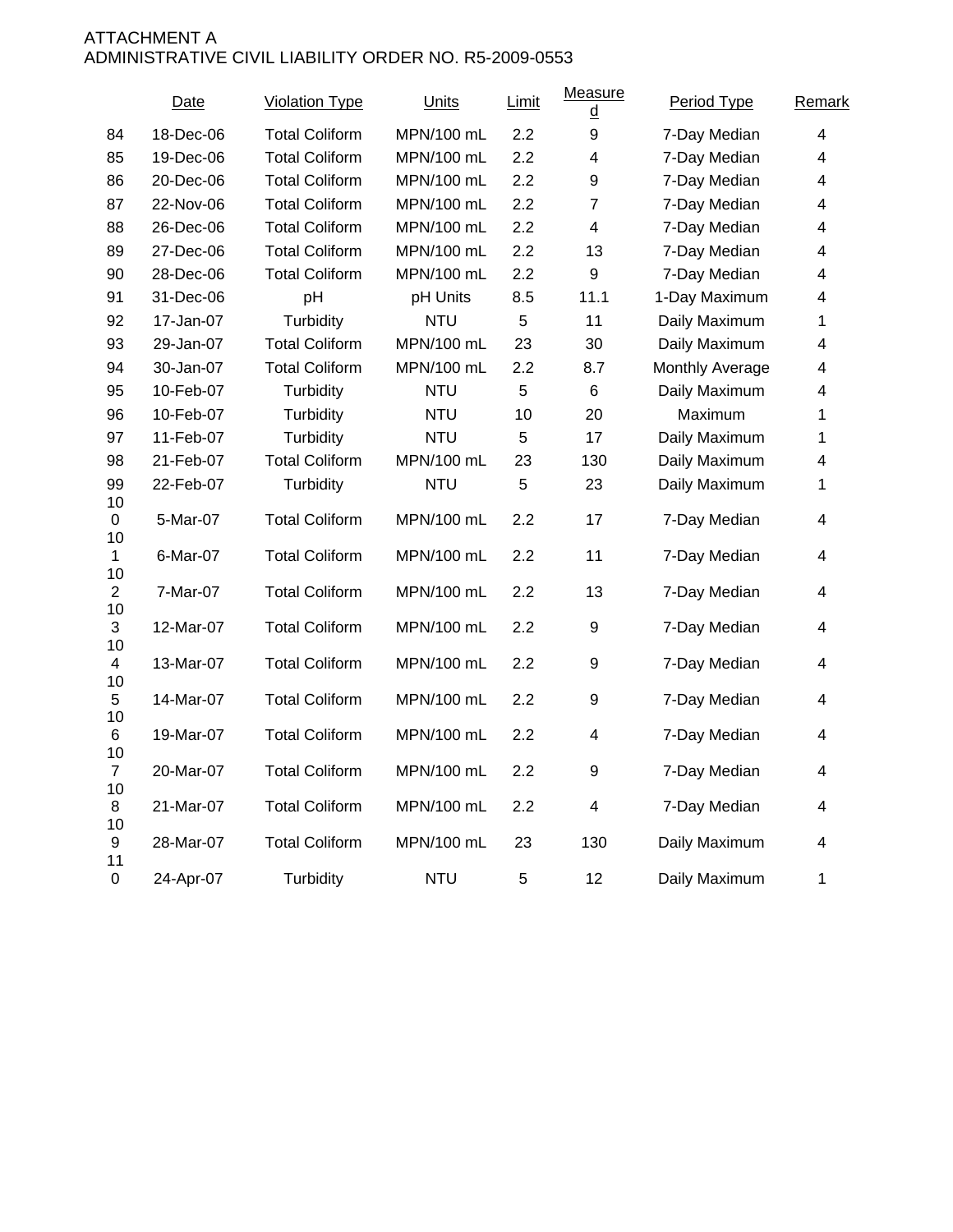ATTACHMENT A
ADMINISTRATIVE CIVIL LIABILITY ORDER NO. R5-2009-0553

| | Date | Violation Type | Units | Limit | Measured | Period Type | Remark |
|---|---|---|---|---|---|---|---|
| 84 | 18-Dec-06 | Total Coliform | MPN/100 mL | 2.2 | 9 | 7-Day Median | 4 |
| 85 | 19-Dec-06 | Total Coliform | MPN/100 mL | 2.2 | 4 | 7-Day Median | 4 |
| 86 | 20-Dec-06 | Total Coliform | MPN/100 mL | 2.2 | 9 | 7-Day Median | 4 |
| 87 | 22-Nov-06 | Total Coliform | MPN/100 mL | 2.2 | 7 | 7-Day Median | 4 |
| 88 | 26-Dec-06 | Total Coliform | MPN/100 mL | 2.2 | 4 | 7-Day Median | 4 |
| 89 | 27-Dec-06 | Total Coliform | MPN/100 mL | 2.2 | 13 | 7-Day Median | 4 |
| 90 | 28-Dec-06 | Total Coliform | MPN/100 mL | 2.2 | 9 | 7-Day Median | 4 |
| 91 | 31-Dec-06 | pH | pH Units | 8.5 | 11.1 | 1-Day Maximum | 4 |
| 92 | 17-Jan-07 | Turbidity | NTU | 5 | 11 | Daily Maximum | 1 |
| 93 | 29-Jan-07 | Total Coliform | MPN/100 mL | 23 | 30 | Daily Maximum | 4 |
| 94 | 30-Jan-07 | Total Coliform | MPN/100 mL | 2.2 | 8.7 | Monthly Average | 4 |
| 95 | 10-Feb-07 | Turbidity | NTU | 5 | 6 | Daily Maximum | 4 |
| 96 | 10-Feb-07 | Turbidity | NTU | 10 | 20 | Maximum | 1 |
| 97 | 11-Feb-07 | Turbidity | NTU | 5 | 17 | Daily Maximum | 1 |
| 98 | 21-Feb-07 | Total Coliform | MPN/100 mL | 23 | 130 | Daily Maximum | 4 |
| 99 | 22-Feb-07 | Turbidity | NTU | 5 | 23 | Daily Maximum | 1 |
| 100 | 5-Mar-07 | Total Coliform | MPN/100 mL | 2.2 | 17 | 7-Day Median | 4 |
| 101 | 6-Mar-07 | Total Coliform | MPN/100 mL | 2.2 | 11 | 7-Day Median | 4 |
| 102 | 7-Mar-07 | Total Coliform | MPN/100 mL | 2.2 | 13 | 7-Day Median | 4 |
| 103 | 12-Mar-07 | Total Coliform | MPN/100 mL | 2.2 | 9 | 7-Day Median | 4 |
| 104 | 13-Mar-07 | Total Coliform | MPN/100 mL | 2.2 | 9 | 7-Day Median | 4 |
| 105 | 14-Mar-07 | Total Coliform | MPN/100 mL | 2.2 | 9 | 7-Day Median | 4 |
| 106 | 19-Mar-07 | Total Coliform | MPN/100 mL | 2.2 | 4 | 7-Day Median | 4 |
| 107 | 20-Mar-07 | Total Coliform | MPN/100 mL | 2.2 | 9 | 7-Day Median | 4 |
| 108 | 21-Mar-07 | Total Coliform | MPN/100 mL | 2.2 | 4 | 7-Day Median | 4 |
| 109 | 28-Mar-07 | Total Coliform | MPN/100 mL | 23 | 130 | Daily Maximum | 4 |
| 110 | 24-Apr-07 | Turbidity | NTU | 5 | 12 | Daily Maximum | 1 |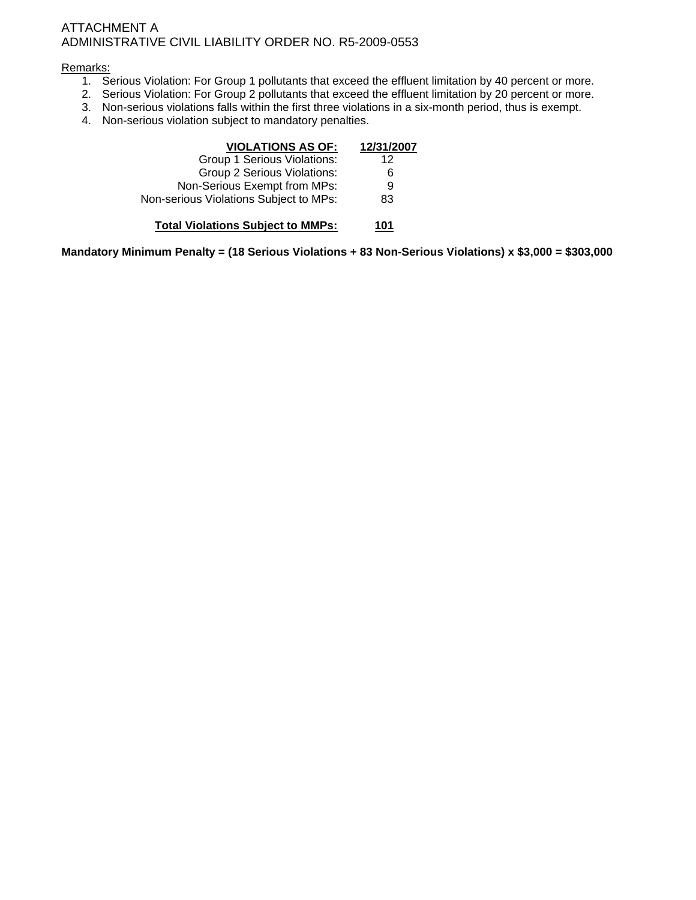ATTACHMENT A
ADMINISTRATIVE CIVIL LIABILITY ORDER NO. R5-2009-0553

Remarks:

1. Serious Violation: For Group 1 pollutants that exceed the effluent limitation by 40 percent or more.
2. Serious Violation: For Group 2 pollutants that exceed the effluent limitation by 20 percent or more.
3. Non-serious violations falls within the first three violations in a six-month period, thus is exempt.
4. Non-serious violation subject to mandatory penalties.

| **VIOLATIONS AS OF:** | **12/31/2007** |
|---:|:---:|
| Group 1 Serious Violations: | 12 |
| Group 2 Serious Violations: | 6 |
| Non-Serious Exempt from MPs: | 9 |
| Non-serious Violations Subject to MPs: | 83 |
| **Total Violations Subject to MMPs:** | **101** |

**Mandatory Minimum Penalty = (18 Serious Violations + 83 Non-Serious Violations) x $3,000 = $303,000**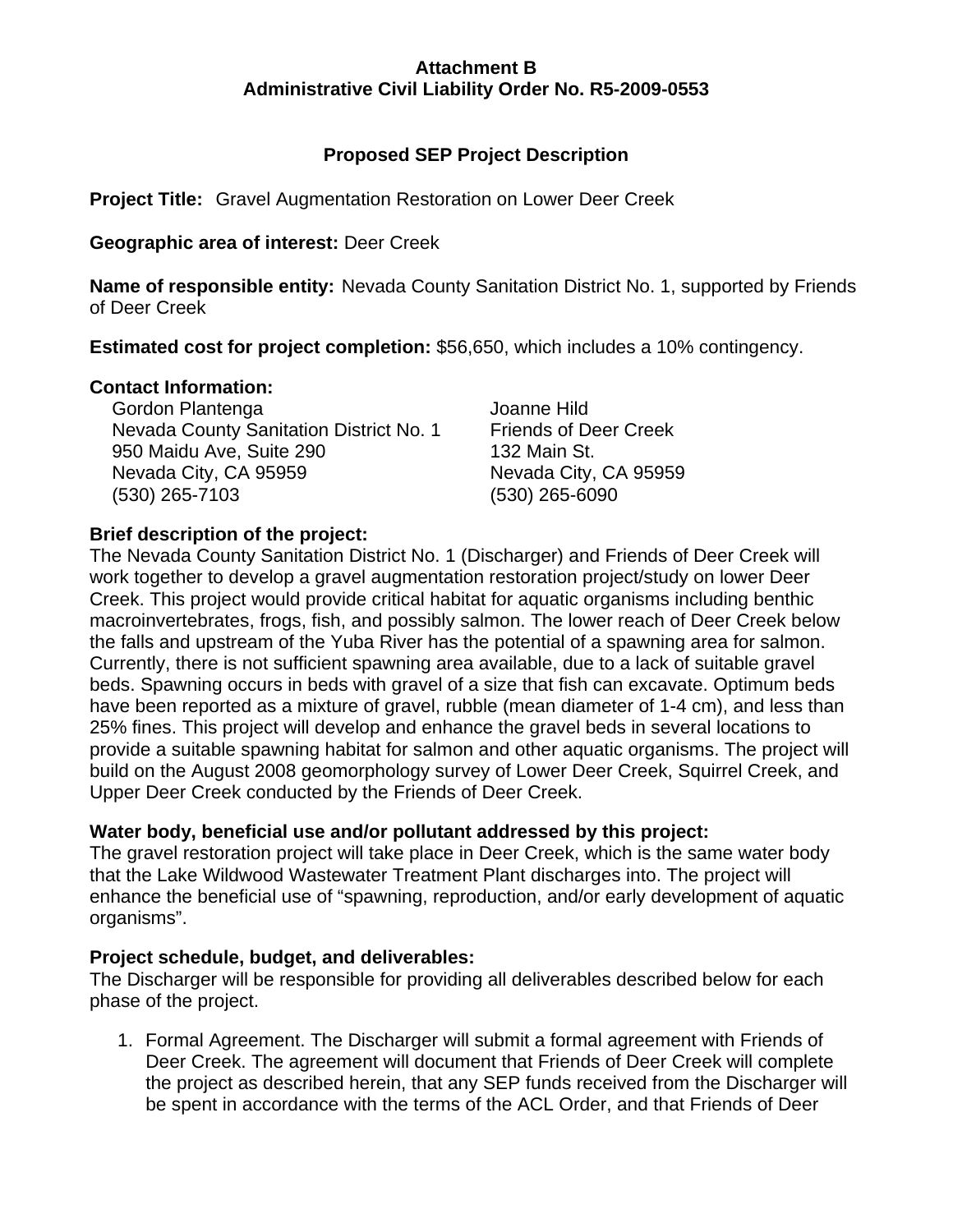**Attachment B**
**Administrative Civil Liability Order No. R5-2009-0553**

## Proposed SEP Project Description

**Project Title:** Gravel Augmentation Restoration on Lower Deer Creek

**Geographic area of interest:** Deer Creek

**Name of responsible entity:** Nevada County Sanitation District No. 1, supported by Friends of Deer Creek

**Estimated cost for project completion:** $56,650, which includes a 10% contingency.

**Contact Information:**

Gordon Plantenga
Nevada County Sanitation District No. 1
950 Maidu Ave, Suite 290
Nevada City, CA 95959
(530) 265-7103

Joanne Hild
Friends of Deer Creek
132 Main St.
Nevada City, CA 95959
(530) 265-6090

**Brief description of the project:**

The Nevada County Sanitation District No. 1 (Discharger) and Friends of Deer Creek will work together to develop a gravel augmentation restoration project/study on lower Deer Creek. This project would provide critical habitat for aquatic organisms including benthic macroinvertebrates, frogs, fish, and possibly salmon. The lower reach of Deer Creek below the falls and upstream of the Yuba River has the potential of a spawning area for salmon. Currently, there is not sufficient spawning area available, due to a lack of suitable gravel beds. Spawning occurs in beds with gravel of a size that fish can excavate. Optimum beds have been reported as a mixture of gravel, rubble (mean diameter of 1-4 cm), and less than 25% fines. This project will develop and enhance the gravel beds in several locations to provide a suitable spawning habitat for salmon and other aquatic organisms. The project will build on the August 2008 geomorphology survey of Lower Deer Creek, Squirrel Creek, and Upper Deer Creek conducted by the Friends of Deer Creek.

**Water body, beneficial use and/or pollutant addressed by this project:**

The gravel restoration project will take place in Deer Creek, which is the same water body that the Lake Wildwood Wastewater Treatment Plant discharges into. The project will enhance the beneficial use of "spawning, reproduction, and/or early development of aquatic organisms".

**Project schedule, budget, and deliverables:**

The Discharger will be responsible for providing all deliverables described below for each phase of the project.

1. Formal Agreement. The Discharger will submit a formal agreement with Friends of Deer Creek. The agreement will document that Friends of Deer Creek will complete the project as described herein, that any SEP funds received from the Discharger will be spent in accordance with the terms of the ACL Order, and that Friends of Deer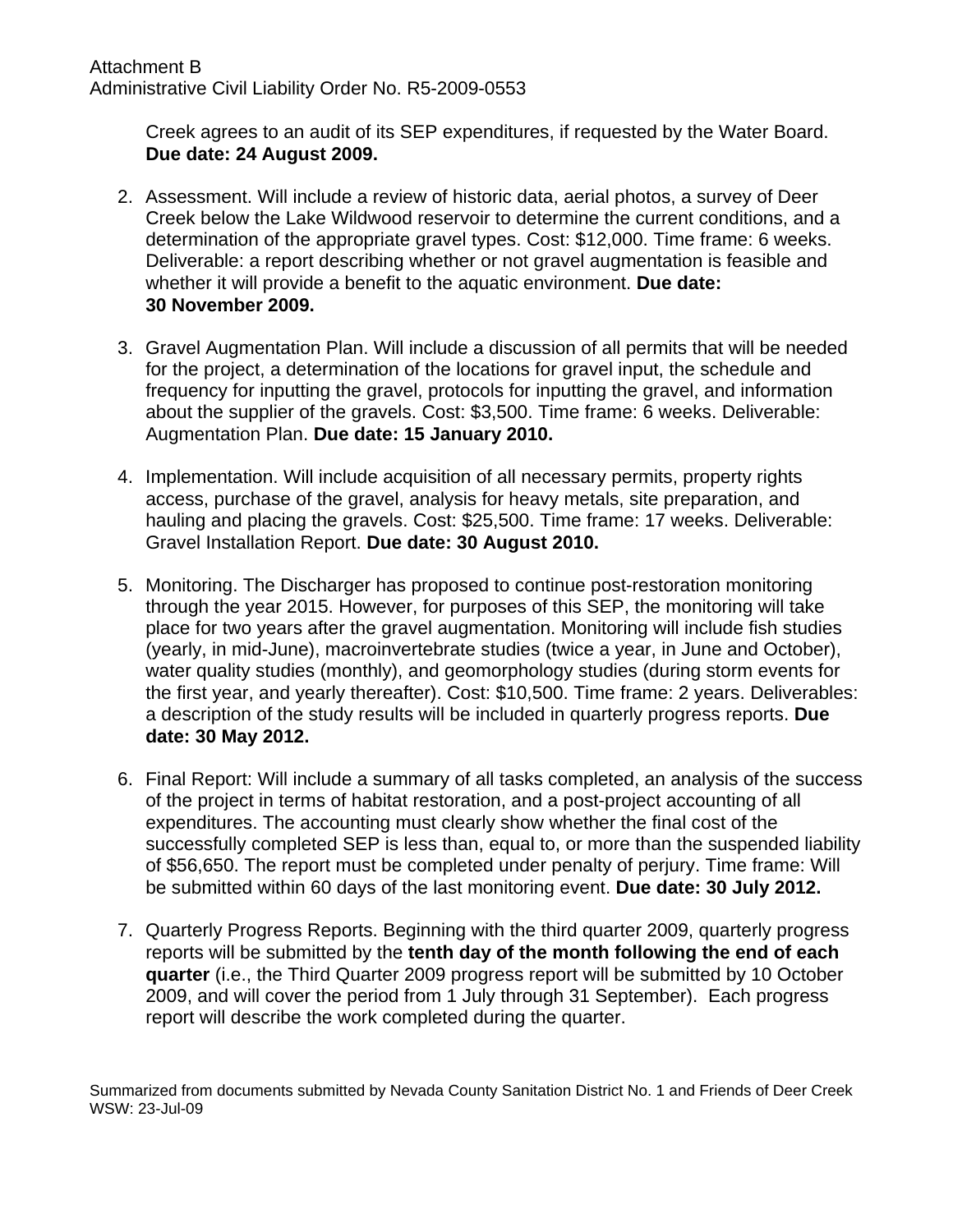Creek agrees to an audit of its SEP expenditures, if requested by the Water Board. **Due date: 24 August 2009.**

2. Assessment. Will include a review of historic data, aerial photos, a survey of Deer Creek below the Lake Wildwood reservoir to determine the current conditions, and a determination of the appropriate gravel types. Cost: $12,000. Time frame: 6 weeks. Deliverable: a report describing whether or not gravel augmentation is feasible and whether it will provide a benefit to the aquatic environment. **Due date: 30 November 2009.**

3. Gravel Augmentation Plan. Will include a discussion of all permits that will be needed for the project, a determination of the locations for gravel input, the schedule and frequency for inputting the gravel, protocols for inputting the gravel, and information about the supplier of the gravels. Cost: $3,500. Time frame: 6 weeks. Deliverable: Augmentation Plan. **Due date: 15 January 2010.**

4. Implementation. Will include acquisition of all necessary permits, property rights access, purchase of the gravel, analysis for heavy metals, site preparation, and hauling and placing the gravels. Cost: $25,500. Time frame: 17 weeks. Deliverable: Gravel Installation Report. **Due date: 30 August 2010.**

5. Monitoring. The Discharger has proposed to continue post-restoration monitoring through the year 2015. However, for purposes of this SEP, the monitoring will take place for two years after the gravel augmentation. Monitoring will include fish studies (yearly, in mid-June), macroinvertebrate studies (twice a year, in June and October), water quality studies (monthly), and geomorphology studies (during storm events for the first year, and yearly thereafter). Cost: $10,500. Time frame: 2 years. Deliverables: a description of the study results will be included in quarterly progress reports. **Due date: 30 May 2012.**

6. Final Report: Will include a summary of all tasks completed, an analysis of the success of the project in terms of habitat restoration, and a post-project accounting of all expenditures. The accounting must clearly show whether the final cost of the successfully completed SEP is less than, equal to, or more than the suspended liability of $56,650. The report must be completed under penalty of perjury. Time frame: Will be submitted within 60 days of the last monitoring event. **Due date: 30 July 2012.**

7. Quarterly Progress Reports. Beginning with the third quarter 2009, quarterly progress reports will be submitted by the **tenth day of the month following the end of each quarter** (i.e., the Third Quarter 2009 progress report will be submitted by 10 October 2009, and will cover the period from 1 July through 31 September). Each progress report will describe the work completed during the quarter.

Summarized from documents submitted by Nevada County Sanitation District No. 1 and Friends of Deer Creek
WSW: 23-Jul-09